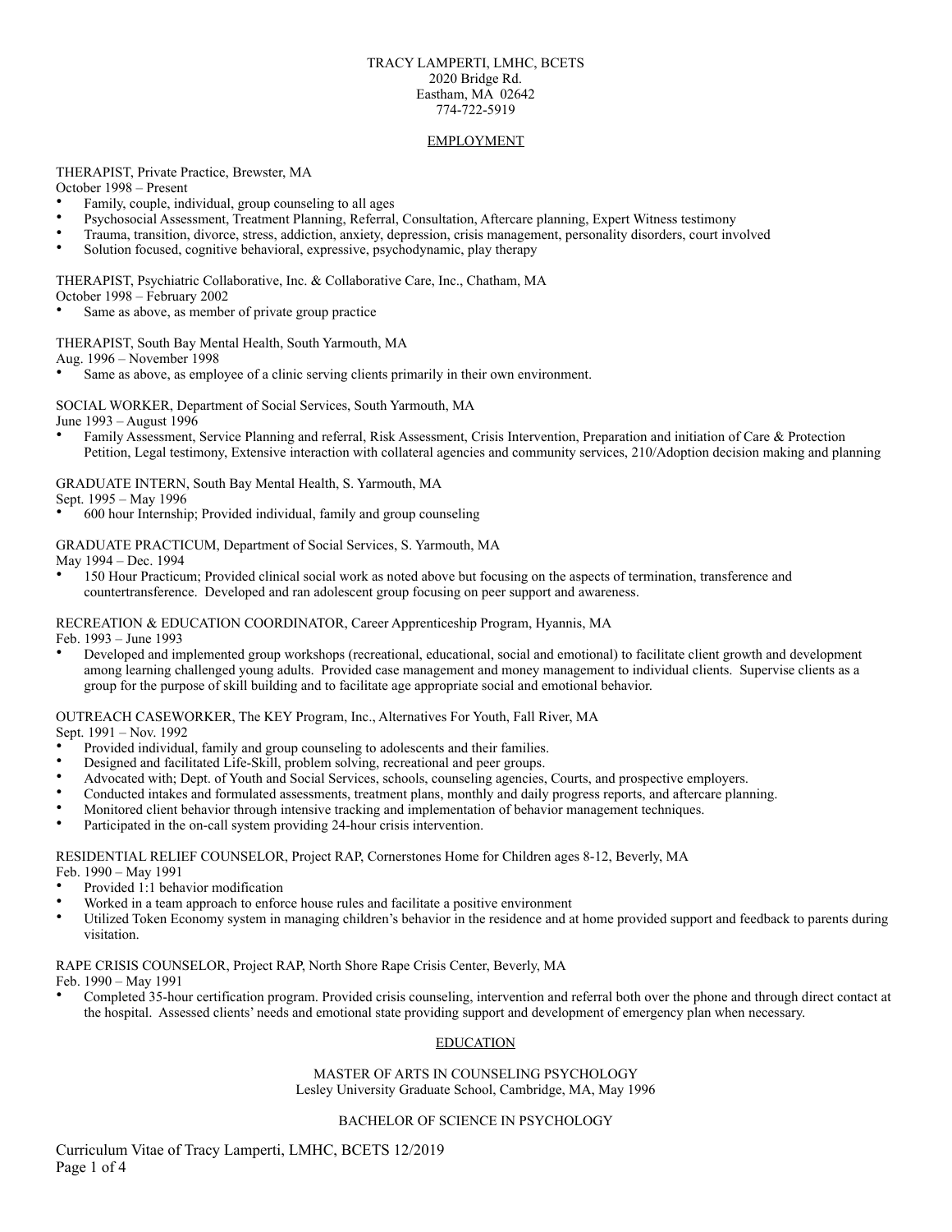TRACY LAMPERTI, LMHC, BCETS
2020 Bridge Rd.
Eastham, MA 02642
774-722-5919

## EMPLOYMENT

THERAPIST, Private Practice, Brewster, MA
October 1998 – Present

- Family, couple, individual, group counseling to all ages
- Psychosocial Assessment, Treatment Planning, Referral, Consultation, Aftercare planning, Expert Witness testimony
- Trauma, transition, divorce, stress, addiction, anxiety, depression, crisis management, personality disorders, court involved
- Solution focused, cognitive behavioral, expressive, psychodynamic, play therapy

THERAPIST, Psychiatric Collaborative, Inc. & Collaborative Care, Inc., Chatham, MA
October 1998 – February 2002

- Same as above, as member of private group practice

THERAPIST, South Bay Mental Health, South Yarmouth, MA
Aug. 1996 – November 1998

- Same as above, as employee of a clinic serving clients primarily in their own environment.

SOCIAL WORKER, Department of Social Services, South Yarmouth, MA
June 1993 – August 1996

- Family Assessment, Service Planning and referral, Risk Assessment, Crisis Intervention, Preparation and initiation of Care & Protection Petition, Legal testimony, Extensive interaction with collateral agencies and community services, 210/Adoption decision making and planning

GRADUATE INTERN, South Bay Mental Health, S. Yarmouth, MA
Sept. 1995 – May 1996

- 600 hour Internship; Provided individual, family and group counseling

GRADUATE PRACTICUM, Department of Social Services, S. Yarmouth, MA
May 1994 – Dec. 1994

- 150 Hour Practicum; Provided clinical social work as noted above but focusing on the aspects of termination, transference and countertransference. Developed and ran adolescent group focusing on peer support and awareness.

RECREATION & EDUCATION COORDINATOR, Career Apprenticeship Program, Hyannis, MA
Feb. 1993 – June 1993

- Developed and implemented group workshops (recreational, educational, social and emotional) to facilitate client growth and development among learning challenged young adults. Provided case management and money management to individual clients. Supervise clients as a group for the purpose of skill building and to facilitate age appropriate social and emotional behavior.

OUTREACH CASEWORKER, The KEY Program, Inc., Alternatives For Youth, Fall River, MA
Sept. 1991 – Nov. 1992

- Provided individual, family and group counseling to adolescents and their families.
- Designed and facilitated Life-Skill, problem solving, recreational and peer groups.
- Advocated with; Dept. of Youth and Social Services, schools, counseling agencies, Courts, and prospective employers.
- Conducted intakes and formulated assessments, treatment plans, monthly and daily progress reports, and aftercare planning.
- Monitored client behavior through intensive tracking and implementation of behavior management techniques.
- Participated in the on-call system providing 24-hour crisis intervention.

RESIDENTIAL RELIEF COUNSELOR, Project RAP, Cornerstones Home for Children ages 8-12, Beverly, MA
Feb. 1990 – May 1991

- Provided 1:1 behavior modification
- Worked in a team approach to enforce house rules and facilitate a positive environment
- Utilized Token Economy system in managing children's behavior in the residence and at home provided support and feedback to parents during visitation.

RAPE CRISIS COUNSELOR, Project RAP, North Shore Rape Crisis Center, Beverly, MA
Feb. 1990 – May 1991

- Completed 35-hour certification program. Provided crisis counseling, intervention and referral both over the phone and through direct contact at the hospital. Assessed clients' needs and emotional state providing support and development of emergency plan when necessary.

## EDUCATION

MASTER OF ARTS IN COUNSELING PSYCHOLOGY
Lesley University Graduate School, Cambridge, MA, May 1996

BACHELOR OF SCIENCE IN PSYCHOLOGY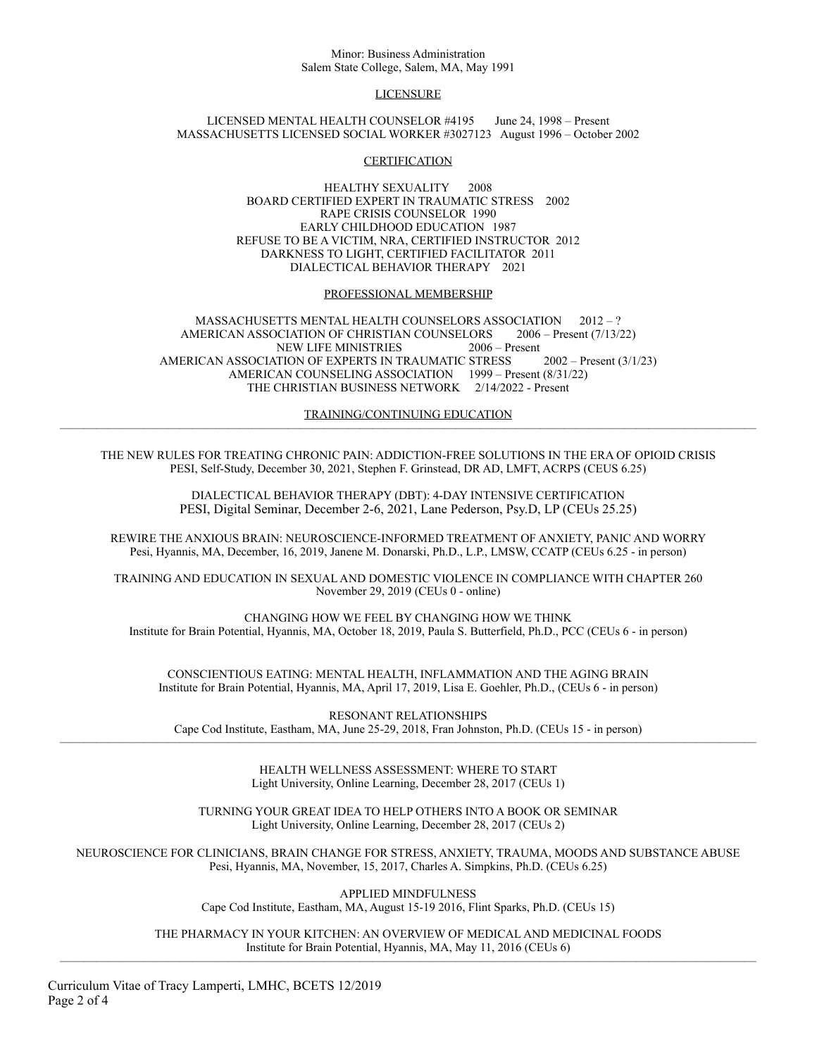Minor: Business Administration
Salem State College, Salem, MA, May 1991

## LICENSURE

LICENSED MENTAL HEALTH COUNSELOR #4195 June 24, 1998 – Present
MASSACHUSETTS LICENSED SOCIAL WORKER #3027123 August 1996 – October 2002

## CERTIFICATION

HEALTHY SEXUALITY 2008
BOARD CERTIFIED EXPERT IN TRAUMATIC STRESS 2002
RAPE CRISIS COUNSELOR 1990
EARLY CHILDHOOD EDUCATION 1987
REFUSE TO BE A VICTIM, NRA, CERTIFIED INSTRUCTOR 2012
DARKNESS TO LIGHT, CERTIFIED FACILITATOR 2011
DIALECTICAL BEHAVIOR THERAPY 2021

## PROFESSIONAL MEMBERSHIP

MASSACHUSETTS MENTAL HEALTH COUNSELORS ASSOCIATION 2012 – ?
AMERICAN ASSOCIATION OF CHRISTIAN COUNSELORS 2006 – Present (7/13/22)
NEW LIFE MINISTRIES 2006 – Present
AMERICAN ASSOCIATION OF EXPERTS IN TRAUMATIC STRESS 2002 – Present (3/1/23)
AMERICAN COUNSELING ASSOCIATION 1999 – Present (8/31/22)
THE CHRISTIAN BUSINESS NETWORK 2/14/2022 - Present

## TRAINING/CONTINUING EDUCATION

---

THE NEW RULES FOR TREATING CHRONIC PAIN: ADDICTION-FREE SOLUTIONS IN THE ERA OF OPIOID CRISIS
PESI, Self-Study, December 30, 2021, Stephen F. Grinstead, DR AD, LMFT, ACRPS (CEUS 6.25)

DIALECTICAL BEHAVIOR THERAPY (DBT): 4-DAY INTENSIVE CERTIFICATION
PESI, Digital Seminar, December 2-6, 2021, Lane Pederson, Psy.D, LP (CEUs 25.25)

REWIRE THE ANXIOUS BRAIN: NEUROSCIENCE-INFORMED TREATMENT OF ANXIETY, PANIC AND WORRY
Pesi, Hyannis, MA, December, 16, 2019, Janene M. Donarski, Ph.D., L.P., LMSW, CCATP (CEUs 6.25 - in person)

TRAINING AND EDUCATION IN SEXUAL AND DOMESTIC VIOLENCE IN COMPLIANCE WITH CHAPTER 260
November 29, 2019 (CEUs 0 - online)

CHANGING HOW WE FEEL BY CHANGING HOW WE THINK
Institute for Brain Potential, Hyannis, MA, October 18, 2019, Paula S. Butterfield, Ph.D., PCC (CEUs 6 - in person)

CONSCIENTIOUS EATING: MENTAL HEALTH, INFLAMMATION AND THE AGING BRAIN
Institute for Brain Potential, Hyannis, MA, April 17, 2019, Lisa E. Goehler, Ph.D., (CEUs 6 - in person)

RESONANT RELATIONSHIPS
Cape Cod Institute, Eastham, MA, June 25-29, 2018, Fran Johnston, Ph.D. (CEUs 15 - in person)

---

HEALTH WELLNESS ASSESSMENT: WHERE TO START
Light University, Online Learning, December 28, 2017 (CEUs 1)

TURNING YOUR GREAT IDEA TO HELP OTHERS INTO A BOOK OR SEMINAR
Light University, Online Learning, December 28, 2017 (CEUs 2)

NEUROSCIENCE FOR CLINICIANS, BRAIN CHANGE FOR STRESS, ANXIETY, TRAUMA, MOODS AND SUBSTANCE ABUSE
Pesi, Hyannis, MA, November, 15, 2017, Charles A. Simpkins, Ph.D. (CEUs 6.25)

APPLIED MINDFULNESS
Cape Cod Institute, Eastham, MA, August 15-19 2016, Flint Sparks, Ph.D. (CEUs 15)

THE PHARMACY IN YOUR KITCHEN: AN OVERVIEW OF MEDICAL AND MEDICINAL FOODS
Institute for Brain Potential, Hyannis, MA, May 11, 2016 (CEUs 6)

---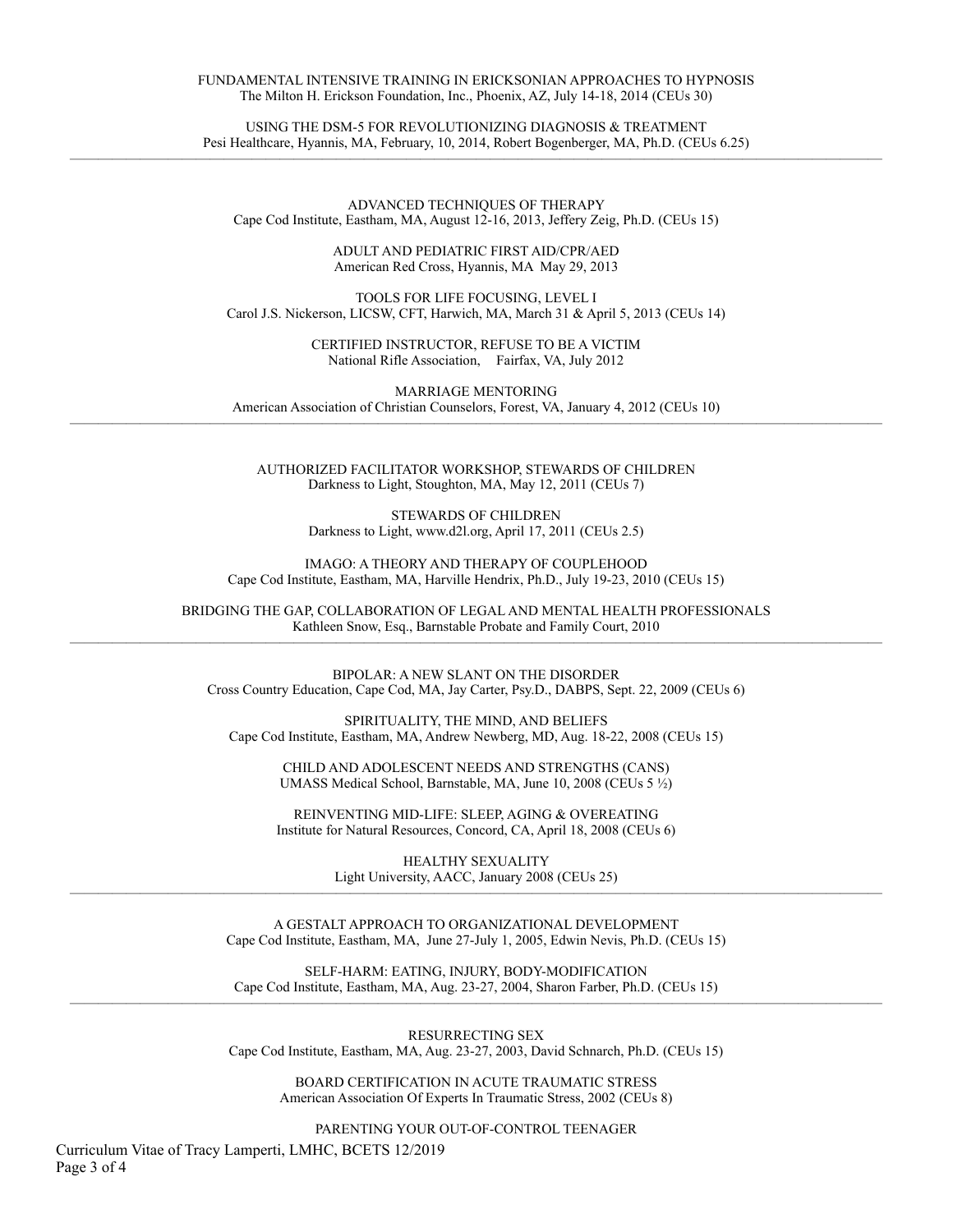FUNDAMENTAL INTENSIVE TRAINING IN ERICKSONIAN APPROACHES TO HYPNOSIS
The Milton H. Erickson Foundation, Inc., Phoenix, AZ, July 14-18, 2014 (CEUs 30)

USING THE DSM-5 FOR REVOLUTIONIZING DIAGNOSIS & TREATMENT
Pesi Healthcare, Hyannis, MA, February, 10, 2014, Robert Bogenberger, MA, Ph.D. (CEUs 6.25)

---

ADVANCED TECHNIQUES OF THERAPY
Cape Cod Institute, Eastham, MA, August 12-16, 2013, Jeffery Zeig, Ph.D. (CEUs 15)

ADULT AND PEDIATRIC FIRST AID/CPR/AED
American Red Cross, Hyannis, MA May 29, 2013

TOOLS FOR LIFE FOCUSING, LEVEL I
Carol J.S. Nickerson, LICSW, CFT, Harwich, MA, March 31 & April 5, 2013 (CEUs 14)

CERTIFIED INSTRUCTOR, REFUSE TO BE A VICTIM
National Rifle Association, Fairfax, VA, July 2012

MARRIAGE MENTORING
American Association of Christian Counselors, Forest, VA, January 4, 2012 (CEUs 10)

---

AUTHORIZED FACILITATOR WORKSHOP, STEWARDS OF CHILDREN
Darkness to Light, Stoughton, MA, May 12, 2011 (CEUs 7)

STEWARDS OF CHILDREN
Darkness to Light, www.d2l.org, April 17, 2011 (CEUs 2.5)

IMAGO: A THEORY AND THERAPY OF COUPLEHOOD
Cape Cod Institute, Eastham, MA, Harville Hendrix, Ph.D., July 19-23, 2010 (CEUs 15)

BRIDGING THE GAP, COLLABORATION OF LEGAL AND MENTAL HEALTH PROFESSIONALS
Kathleen Snow, Esq., Barnstable Probate and Family Court, 2010

---

BIPOLAR: A NEW SLANT ON THE DISORDER
Cross Country Education, Cape Cod, MA, Jay Carter, Psy.D., DABPS, Sept. 22, 2009 (CEUs 6)

SPIRITUALITY, THE MIND, AND BELIEFS
Cape Cod Institute, Eastham, MA, Andrew Newberg, MD, Aug. 18-22, 2008 (CEUs 15)

CHILD AND ADOLESCENT NEEDS AND STRENGTHS (CANS)
UMASS Medical School, Barnstable, MA, June 10, 2008 (CEUs 5 ½)

REINVENTING MID-LIFE: SLEEP, AGING & OVEREATING
Institute for Natural Resources, Concord, CA, April 18, 2008 (CEUs 6)

HEALTHY SEXUALITY
Light University, AACC, January 2008 (CEUs 25)

---

A GESTALT APPROACH TO ORGANIZATIONAL DEVELOPMENT
Cape Cod Institute, Eastham, MA, June 27-July 1, 2005, Edwin Nevis, Ph.D. (CEUs 15)

SELF-HARM: EATING, INJURY, BODY-MODIFICATION
Cape Cod Institute, Eastham, MA, Aug. 23-27, 2004, Sharon Farber, Ph.D. (CEUs 15)

---

RESURRECTING SEX
Cape Cod Institute, Eastham, MA, Aug. 23-27, 2003, David Schnarch, Ph.D. (CEUs 15)

BOARD CERTIFICATION IN ACUTE TRAUMATIC STRESS
American Association Of Experts In Traumatic Stress, 2002 (CEUs 8)

PARENTING YOUR OUT-OF-CONTROL TEENAGER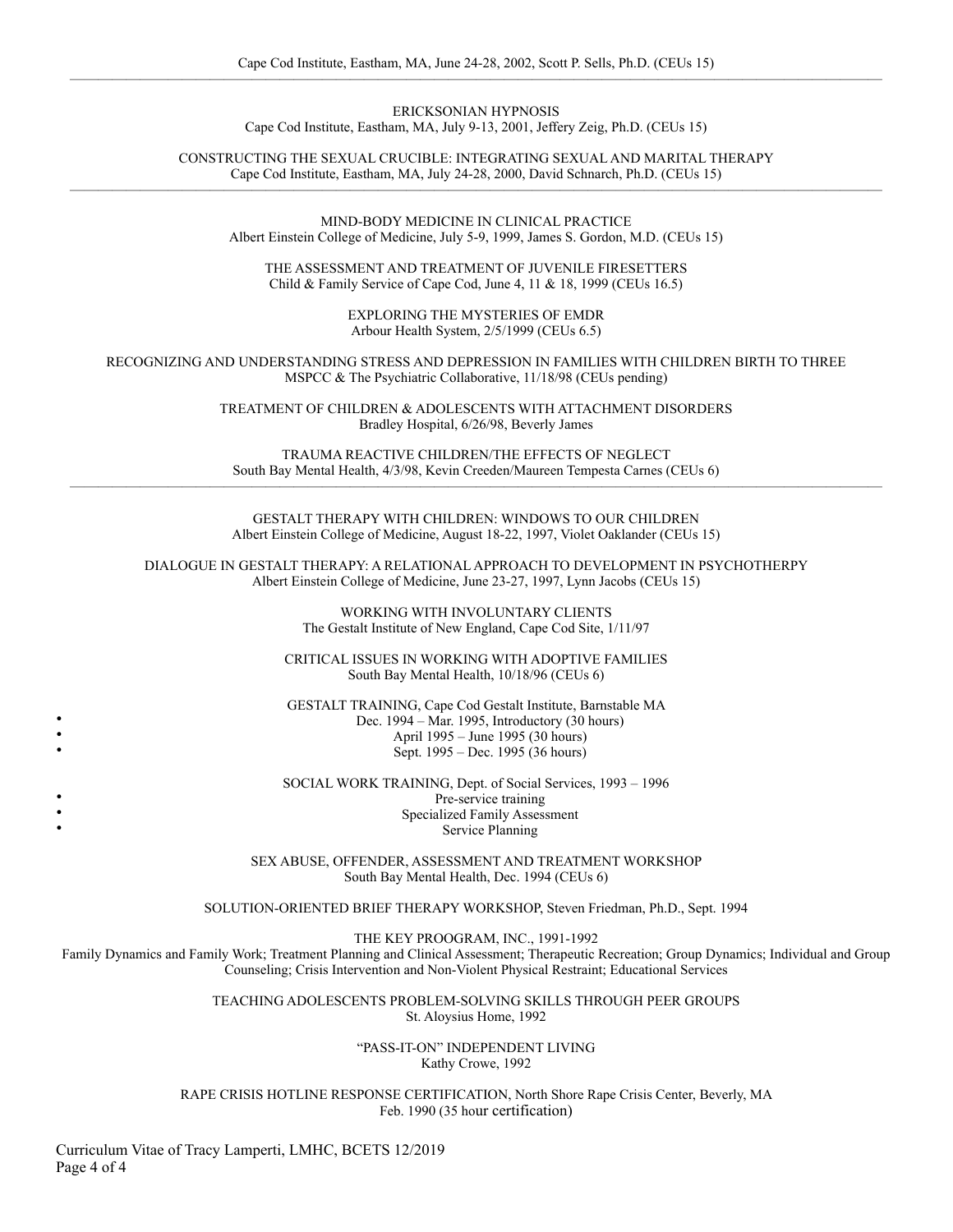Cape Cod Institute, Eastham, MA, June 24-28, 2002, Scott P. Sells, Ph.D. (CEUs 15)

---

ERICKSONIAN HYPNOSIS
Cape Cod Institute, Eastham, MA, July 9-13, 2001, Jeffery Zeig, Ph.D. (CEUs 15)

CONSTRUCTING THE SEXUAL CRUCIBLE: INTEGRATING SEXUAL AND MARITAL THERAPY
Cape Cod Institute, Eastham, MA, July 24-28, 2000, David Schnarch, Ph.D. (CEUs 15)

---

MIND-BODY MEDICINE IN CLINICAL PRACTICE
Albert Einstein College of Medicine, July 5-9, 1999, James S. Gordon, M.D. (CEUs 15)

THE ASSESSMENT AND TREATMENT OF JUVENILE FIRESETTERS
Child & Family Service of Cape Cod, June 4, 11 & 18, 1999 (CEUs 16.5)

EXPLORING THE MYSTERIES OF EMDR
Arbour Health System, 2/5/1999 (CEUs 6.5)

RECOGNIZING AND UNDERSTANDING STRESS AND DEPRESSION IN FAMILIES WITH CHILDREN BIRTH TO THREE
MSPCC & The Psychiatric Collaborative, 11/18/98 (CEUs pending)

TREATMENT OF CHILDREN & ADOLESCENTS WITH ATTACHMENT DISORDERS
Bradley Hospital, 6/26/98, Beverly James

TRAUMA REACTIVE CHILDREN/THE EFFECTS OF NEGLECT
South Bay Mental Health, 4/3/98, Kevin Creeden/Maureen Tempesta Carnes (CEUs 6)

---

GESTALT THERAPY WITH CHILDREN: WINDOWS TO OUR CHILDREN
Albert Einstein College of Medicine, August 18-22, 1997, Violet Oaklander (CEUs 15)

DIALOGUE IN GESTALT THERAPY: A RELATIONAL APPROACH TO DEVELOPMENT IN PSYCHOTHERPY
Albert Einstein College of Medicine, June 23-27, 1997, Lynn Jacobs (CEUs 15)

WORKING WITH INVOLUNTARY CLIENTS
The Gestalt Institute of New England, Cape Cod Site, 1/11/97

CRITICAL ISSUES IN WORKING WITH ADOPTIVE FAMILIES
South Bay Mental Health, 10/18/96 (CEUs 6)

GESTALT TRAINING, Cape Cod Gestalt Institute, Barnstable MA

- Dec. 1994 – Mar. 1995, Introductory (30 hours)
- April 1995 – June 1995 (30 hours)
- Sept. 1995 – Dec. 1995 (36 hours)

SOCIAL WORK TRAINING, Dept. of Social Services, 1993 – 1996

- Pre-service training
- Specialized Family Assessment
- Service Planning

SEX ABUSE, OFFENDER, ASSESSMENT AND TREATMENT WORKSHOP
South Bay Mental Health, Dec. 1994 (CEUs 6)

SOLUTION-ORIENTED BRIEF THERAPY WORKSHOP, Steven Friedman, Ph.D., Sept. 1994

THE KEY PROOGRAM, INC., 1991-1992
Family Dynamics and Family Work; Treatment Planning and Clinical Assessment; Therapeutic Recreation; Group Dynamics; Individual and Group Counseling; Crisis Intervention and Non-Violent Physical Restraint; Educational Services

TEACHING ADOLESCENTS PROBLEM-SOLVING SKILLS THROUGH PEER GROUPS
St. Aloysius Home, 1992

"PASS-IT-ON" INDEPENDENT LIVING
Kathy Crowe, 1992

RAPE CRISIS HOTLINE RESPONSE CERTIFICATION, North Shore Rape Crisis Center, Beverly, MA
Feb. 1990 (35 hour certification)